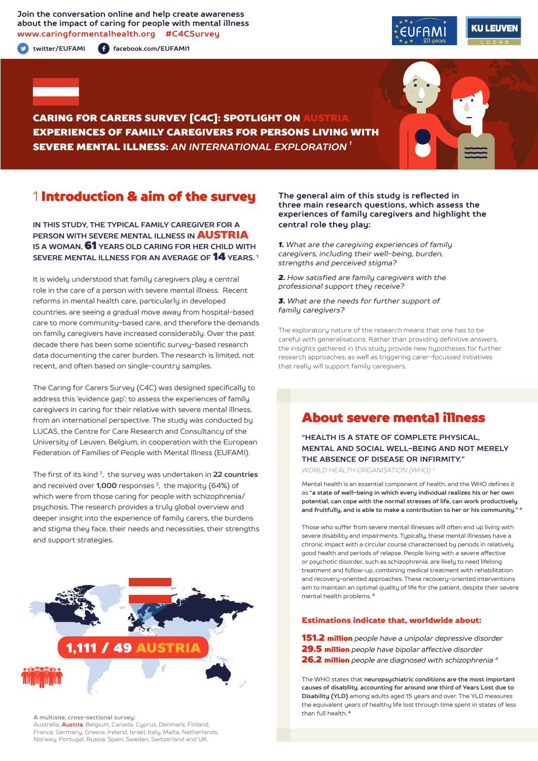Join the conversation online and help create awareness about the impact of caring for people with mental illness
www.caringformentalhealth.org #C4CSurvey

twitter/EUFAMI facebook.com/EUFAMI1

# CARING FOR CARERS SURVEY [C4C]: SPOTLIGHT ON AUSTRIA
# EXPERIENCES OF FAMILY CAREGIVERS FOR PERSONS LIVING WITH SEVERE MENTAL ILLNESS: *AN INTERNATIONAL EXPLORATION* [1]

## 1 Introduction & aim of the survey

**IN THIS STUDY, THE TYPICAL FAMILY CAREGIVER FOR A PERSON WITH SEVERE MENTAL ILLNESS IN AUSTRIA IS A WOMAN, 61 YEARS OLD CARING FOR HER CHILD WITH SEVERE MENTAL ILLNESS FOR AN AVERAGE OF 14 YEARS.** [1]

It is widely understood that family caregivers play a central role in the care of a person with severe mental illness. Recent reforms in mental health care, particularly in developed countries, are seeing a gradual move away from hospital-based care to more community-based care, and therefore the demands on family caregivers have increased considerably. Over the past decade there has been some scientific survey-based research data documenting the carer burden. The research is limited, not recent, and often based on single-country samples.

The Caring for Carers Survey (C4C) was designed specifically to address this 'evidence gap': to assess the experiences of family caregivers in caring for their relative with severe mental illness, from an international perspective. The study was conducted by LUCAS, the Centre for Care Research and Consultancy of the University of Leuven, Belgium, in cooperation with the European Federation of Families of People with Mental Illness (EUFAMI).

The first of its kind [2], the survey was undertaken in **22 countries** and received over **1,000** responses [3], the majority (64%) of which were from those caring for people with schizophrenia/ psychosis. The research provides a truly global overview and deeper insight into the experience of family carers, the burdens and stigma they face, their needs and necessities, their strengths and support strategies.

**1,111 / 49 AUSTRIA**

**A multisite, cross-sectional survey:**
Australia, **Austria**, Belgium, Canada, Cyprus, Denmark, Finland, France, Germany, Greece, Ireland, Israel, Italy, Malta, Netherlands, Norway, Portugal, Russia, Spain, Sweden, Switzerland and UK.

**The general aim of this study is reflected in three main research questions, which assess the experiences of family caregivers and highlight the central role they play:**

***1.*** *What are the caregiving experiences of family caregivers, including their well-being, burden, strengths and perceived stigma?*

***2.*** *How satisfied are family caregivers with the professional support they receive?*

***3.*** *What are the needs for further support of family caregivers?*

The exploratory nature of the research means that one has to be careful with generalisations. Rather than providing definitive answers, the insights gathered in this study provide new hypotheses for further research approaches, as well as triggering carer-focussed initiatives that really will support family caregivers.

## About severe mental illness

**"HEALTH IS A STATE OF COMPLETE PHYSICAL, MENTAL AND SOCIAL WELL-BEING AND NOT MERELY THE ABSENCE OF DISEASE OR INFIRMITY."**
*WORLD HEALTH ORGANISATION (WHO)* [4]

Mental health is an essential component of health, and the WHO defines it as **"a state of well-being in which every individual realizes his or her own potential, can cope with the normal stresses of life, can work productively and fruitfully, and is able to make a contribution to her or his community."** [4]

Those who suffer from severe mental illnesses will often end up living with severe disability and impairments. Typically, these mental illnesses have a chronic impact with a circular course characterised by periods in relatively good health and periods of relapse. People living with a severe affective or psychotic disorder, such as schizophrenia, are likely to need lifelong treatment and follow-up, combining medical treatment with rehabilitation and recovery-oriented approaches. These recovery-oriented interventions aim to maintain an optimal quality of life for the patient, despite their severe mental health problems. [5]

**Estimations indicate that, worldwide about:**

**151.2 million** *people have a unipolar depressive disorder*
**29.5 million** *people have bipolar affective disorder*
**26.2 million** *people are diagnosed with schizophrenia* [4]

The WHO states that **neuropsychiatric conditions are the most important causes of disability, accounting for around one third of Years Lost due to Disability (YLD)** among adults aged 15 years and over. The YLD measures the equivalent years of healthy life lost through time spent in states of less than full health. [4]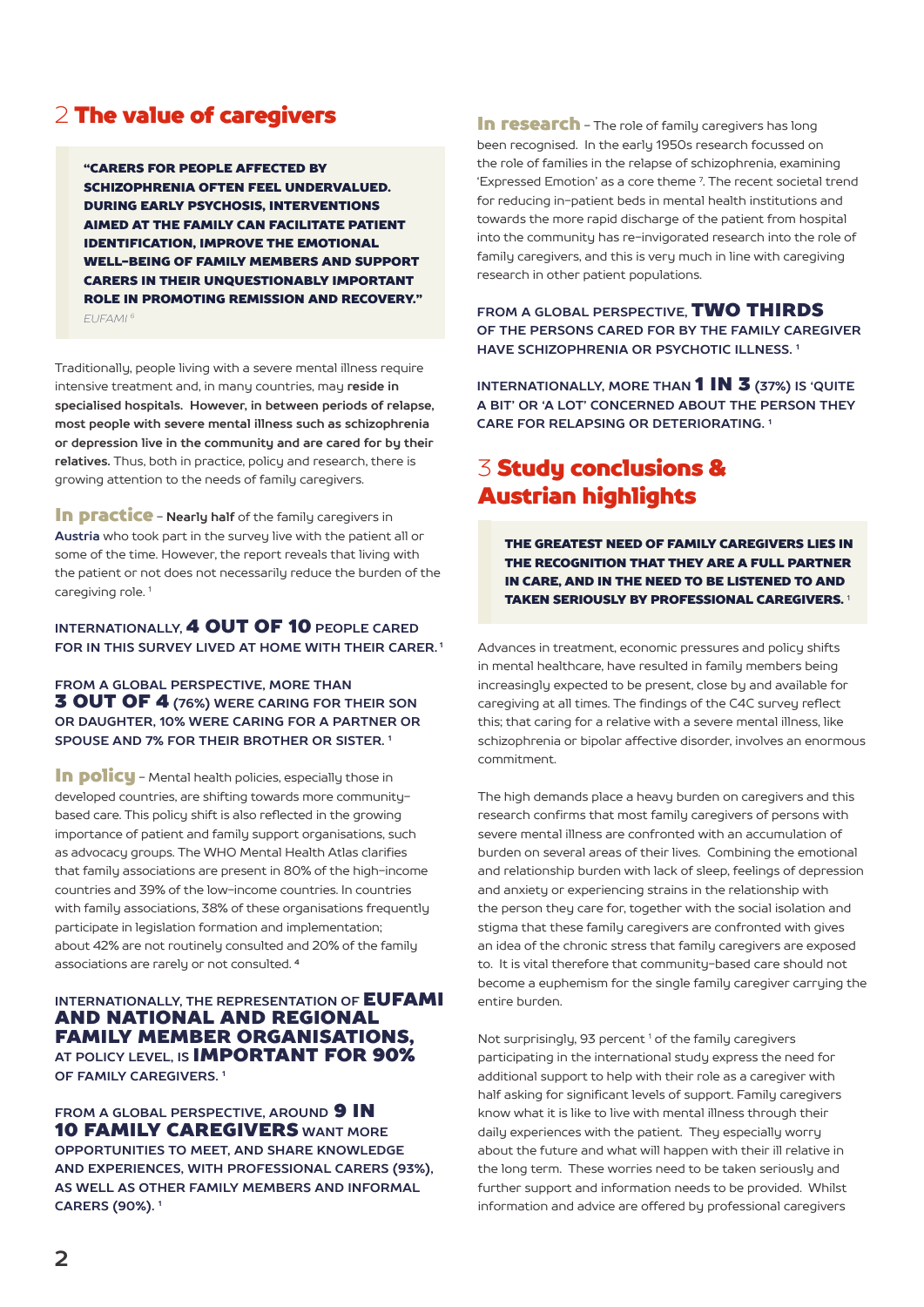## 2 The value of caregivers

> **"CARERS FOR PEOPLE AFFECTED BY SCHIZOPHRENIA OFTEN FEEL UNDERVALUED. DURING EARLY PSYCHOSIS, INTERVENTIONS AIMED AT THE FAMILY CAN FACILITATE PATIENT IDENTIFICATION, IMPROVE THE EMOTIONAL WELL-BEING OF FAMILY MEMBERS AND SUPPORT CARERS IN THEIR UNQUESTIONABLY IMPORTANT ROLE IN PROMOTING REMISSION AND RECOVERY."**
> *EUFAMI [8]*

Traditionally, people living with a severe mental illness require intensive treatment and, in many countries, may **reside in specialised hospitals. However, in between periods of relapse, most people with severe mental illness such as schizophrenia or depression live in the community and are cared for by their relatives.** Thus, both in practice, policy and research, there is growing attention to the needs of family caregivers.

**In practice** – **Nearly half** of the family caregivers in **Austria** who took part in the survey live with the patient all or some of the time. However, the report reveals that living with the patient or not does not necessarily reduce the burden of the caregiving role. [1]

**INTERNATIONALLY, 4 OUT OF 10 PEOPLE CARED FOR IN THIS SURVEY LIVED AT HOME WITH THEIR CARER.** [1]

**FROM A GLOBAL PERSPECTIVE, MORE THAN 3 OUT OF 4 (76%) WERE CARING FOR THEIR SON OR DAUGHTER, 10% WERE CARING FOR A PARTNER OR SPOUSE AND 7% FOR THEIR BROTHER OR SISTER.** [1]

**In policy** – Mental health policies, especially those in developed countries, are shifting towards more community-based care. This policy shift is also reflected in the growing importance of patient and family support organisations, such as advocacy groups. The WHO Mental Health Atlas clarifies that family associations are present in 80% of the high-income countries and 39% of the low-income countries. In countries with family associations, 38% of these organisations frequently participate in legislation formation and implementation; about 42% are not routinely consulted and 20% of the family associations are rarely or not consulted. [4]

**INTERNATIONALLY, THE REPRESENTATION OF EUFAMI AND NATIONAL AND REGIONAL FAMILY MEMBER ORGANISATIONS, AT POLICY LEVEL, IS IMPORTANT FOR 90% OF FAMILY CAREGIVERS.** [1]

**FROM A GLOBAL PERSPECTIVE, AROUND 9 IN 10 FAMILY CAREGIVERS WANT MORE OPPORTUNITIES TO MEET, AND SHARE KNOWLEDGE AND EXPERIENCES, WITH PROFESSIONAL CARERS (93%), AS WELL AS OTHER FAMILY MEMBERS AND INFORMAL CARERS (90%).** [1]

**In research** – The role of family caregivers has long been recognised. In the early 1950s research focussed on the role of families in the relapse of schizophrenia, examining 'Expressed Emotion' as a core theme [7]. The recent societal trend for reducing in-patient beds in mental health institutions and towards the more rapid discharge of the patient from hospital into the community has re-invigorated research into the role of family caregivers, and this is very much in line with caregiving research in other patient populations.

**FROM A GLOBAL PERSPECTIVE, TWO THIRDS OF THE PERSONS CARED FOR BY THE FAMILY CAREGIVER HAVE SCHIZOPHRENIA OR PSYCHOTIC ILLNESS.** [1]

**INTERNATIONALLY, MORE THAN 1 IN 3 (37%) IS 'QUITE A BIT' OR 'A LOT' CONCERNED ABOUT THE PERSON THEY CARE FOR RELAPSING OR DETERIORATING.** [1]

## 3 Study conclusions & Austrian highlights

> **THE GREATEST NEED OF FAMILY CAREGIVERS LIES IN THE RECOGNITION THAT THEY ARE A FULL PARTNER IN CARE, AND IN THE NEED TO BE LISTENED TO AND TAKEN SERIOUSLY BY PROFESSIONAL CAREGIVERS.** [1]

Advances in treatment, economic pressures and policy shifts in mental healthcare, have resulted in family members being increasingly expected to be present, close by and available for caregiving at all times. The findings of the C4C survey reflect this; that caring for a relative with a severe mental illness, like schizophrenia or bipolar affective disorder, involves an enormous commitment.

The high demands place a heavy burden on caregivers and this research confirms that most family caregivers of persons with severe mental illness are confronted with an accumulation of burden on several areas of their lives. Combining the emotional and relationship burden with lack of sleep, feelings of depression and anxiety or experiencing strains in the relationship with the person they care for, together with the social isolation and stigma that these family caregivers are confronted with gives an idea of the chronic stress that family caregivers are exposed to. It is vital therefore that community-based care should not become a euphemism for the single family caregiver carrying the entire burden.

Not surprisingly, 93 percent [1] of the family caregivers participating in the international study express the need for additional support to help with their role as a caregiver with half asking for significant levels of support. Family caregivers know what it is like to live with mental illness through their daily experiences with the patient. They especially worry about the future and what will happen with their ill relative in the long term. These worries need to be taken seriously and further support and information needs to be provided. Whilst information and advice are offered by professional caregivers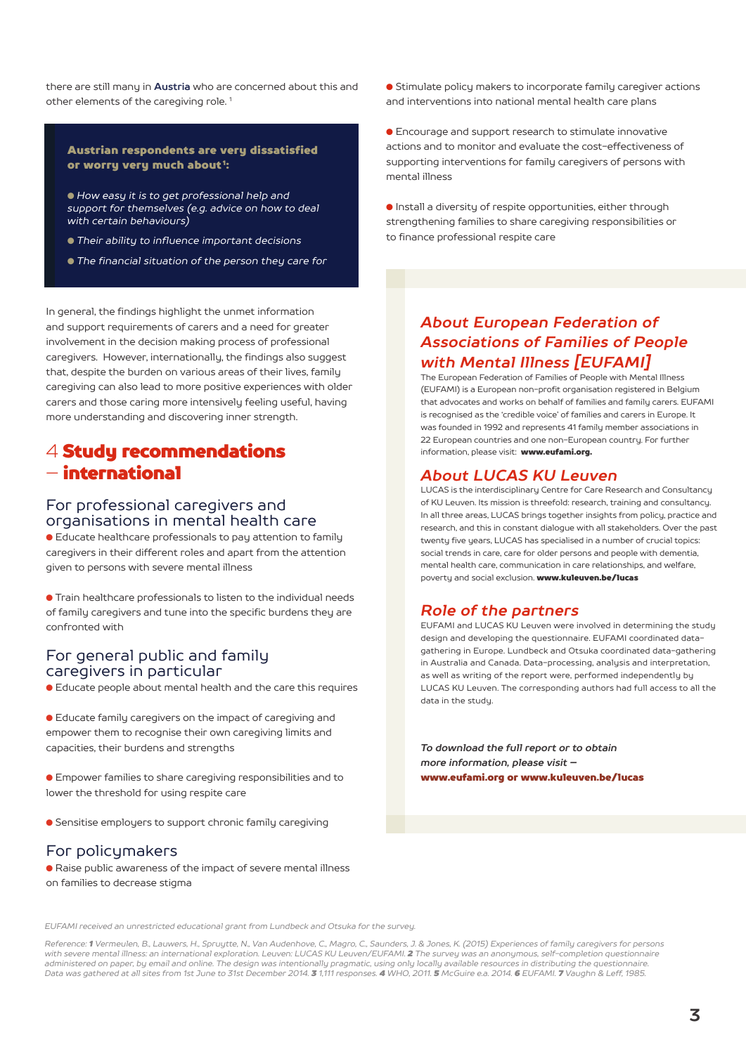there are still many in **Austria** who are concerned about this and other elements of the caregiving role. [1]

**Austrian respondents are very dissatisfied or worry very much about[1]:**

- *How easy it is to get professional help and support for themselves (e.g. advice on how to deal with certain behaviours)*
- *Their ability to influence important decisions*
- *The financial situation of the person they care for*

In general, the findings highlight the unmet information and support requirements of carers and a need for greater involvement in the decision making process of professional caregivers. However, internationally, the findings also suggest that, despite the burden on various areas of their lives, family caregiving can also lead to more positive experiences with older carers and those caring more intensively feeling useful, having more understanding and discovering inner strength.

## 4 Study recommendations – international

### For professional caregivers and organisations in mental health care

- Educate healthcare professionals to pay attention to family caregivers in their different roles and apart from the attention given to persons with severe mental illness
- Train healthcare professionals to listen to the individual needs of family caregivers and tune into the specific burdens they are confronted with

### For general public and family caregivers in particular

- Educate people about mental health and the care this requires
- Educate family caregivers on the impact of caregiving and empower them to recognise their own caregiving limits and capacities, their burdens and strengths
- Empower families to share caregiving responsibilities and to lower the threshold for using respite care
- Sensitise employers to support chronic family caregiving

### For policymakers

- Raise public awareness of the impact of severe mental illness on families to decrease stigma
- Stimulate policy makers to incorporate family caregiver actions and interventions into national mental health care plans
- Encourage and support research to stimulate innovative actions and to monitor and evaluate the cost-effectiveness of supporting interventions for family caregivers of persons with mental illness
- Install a diversity of respite opportunities, either through strengthening families to share caregiving responsibilities or to finance professional respite care

## *About European Federation of Associations of Families of People with Mental Illness [EUFAMI]*

The European Federation of Families of People with Mental Illness (EUFAMI) is a European non-profit organisation registered in Belgium that advocates and works on behalf of families and family carers. EUFAMI is recognised as the 'credible voice' of families and carers in Europe. It was founded in 1992 and represents 41 family member associations in 22 European countries and one non-European country. For further information, please visit: **www.eufami.org.**

## *About LUCAS KU Leuven*

LUCAS is the interdisciplinary Centre for Care Research and Consultancy of KU Leuven. Its mission is threefold: research, training and consultancy. In all three areas, LUCAS brings together insights from policy, practice and research, and this in constant dialogue with all stakeholders. Over the past twenty five years, LUCAS has specialised in a number of crucial topics: social trends in care, care for older persons and people with dementia, mental health care, communication in care relationships, and welfare, poverty and social exclusion. **www.kuleuven.be/lucas**

## *Role of the partners*

EUFAMI and LUCAS KU Leuven were involved in determining the study design and developing the questionnaire. EUFAMI coordinated data-gathering in Europe. Lundbeck and Otsuka coordinated data-gathering in Australia and Canada. Data-processing, analysis and interpretation, as well as writing of the report were, performed independently by LUCAS KU Leuven. The corresponding authors had full access to all the data in the study.

***To download the full report or to obtain more information, please visit – www.eufami.org or www.kuleuven.be/lucas***

*EUFAMI received an unrestricted educational grant from Lundbeck and Otsuka for the survey.*

*Reference: **1** Vermeulen, B., Lauwers, H., Spruytte, N., Van Audenhove, C., Magro, C., Saunders, J. & Jones, K. (2015) Experiences of family caregivers for persons with severe mental illness: an international exploration. Leuven: LUCAS KU Leuven/EUFAMI. **2** The survey was an anonymous, self-completion questionnaire administered on paper, by email and online. The design was intentionally pragmatic, using only locally available resources in distributing the questionnaire. Data was gathered at all sites from 1st June to 31st December 2014. **3** 1,111 responses. **4** WHO, 2011. **5** McGuire e.a. 2014. **6** EUFAMI. **7** Vaughn & Leff, 1985.*